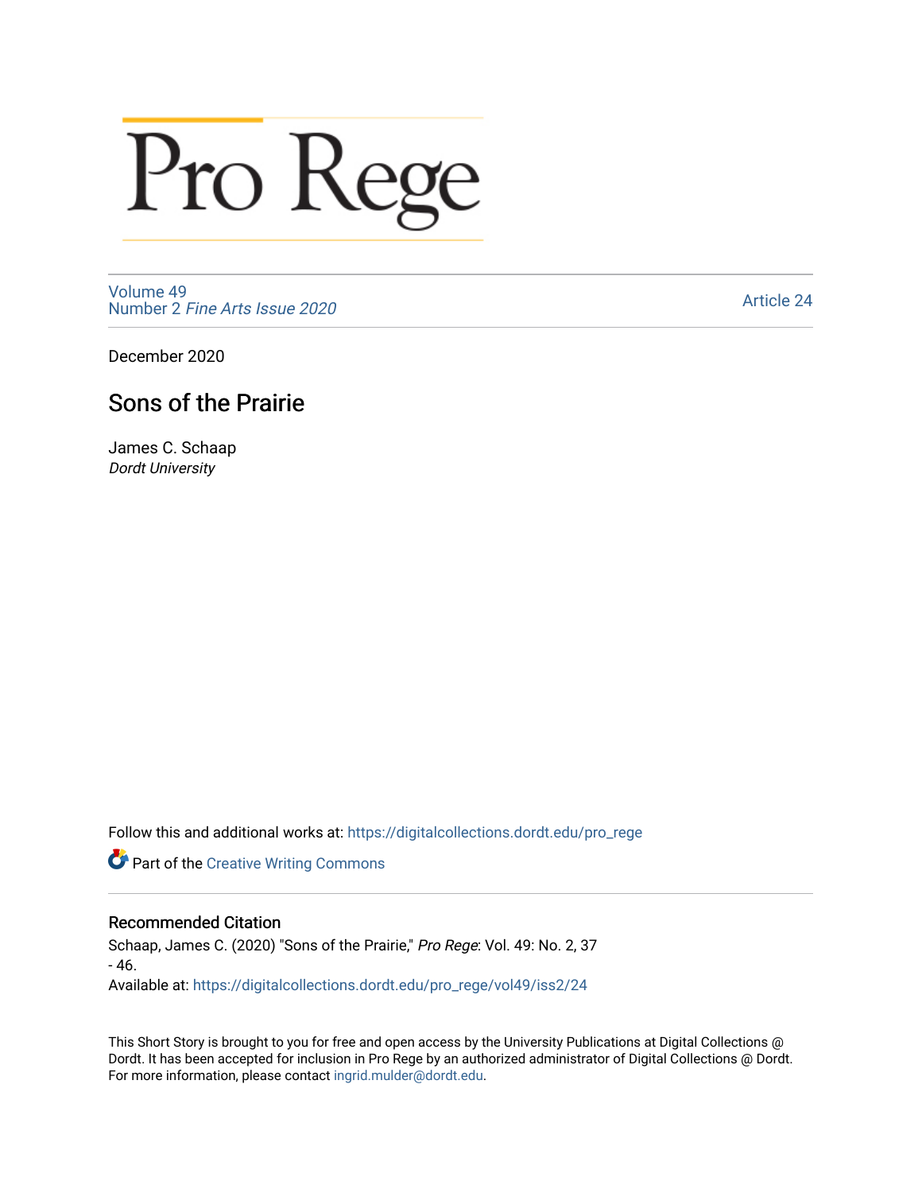# Pro Rege

Volume 49
Number 2 *Fine Arts Issue 2020*

Article 24

December 2020

## Sons of the Prairie

James C. Schaap
*Dordt University*

Follow this and additional works at: https://digitalcollections.dordt.edu/pro_rege

Part of the Creative Writing Commons

### Recommended Citation

Schaap, James C. (2020) "Sons of the Prairie," *Pro Rege*: Vol. 49: No. 2, 37 - 46.
Available at: https://digitalcollections.dordt.edu/pro_rege/vol49/iss2/24

This Short Story is brought to you for free and open access by the University Publications at Digital Collections @ Dordt. It has been accepted for inclusion in Pro Rege by an authorized administrator of Digital Collections @ Dordt. For more information, please contact ingrid.mulder@dordt.edu.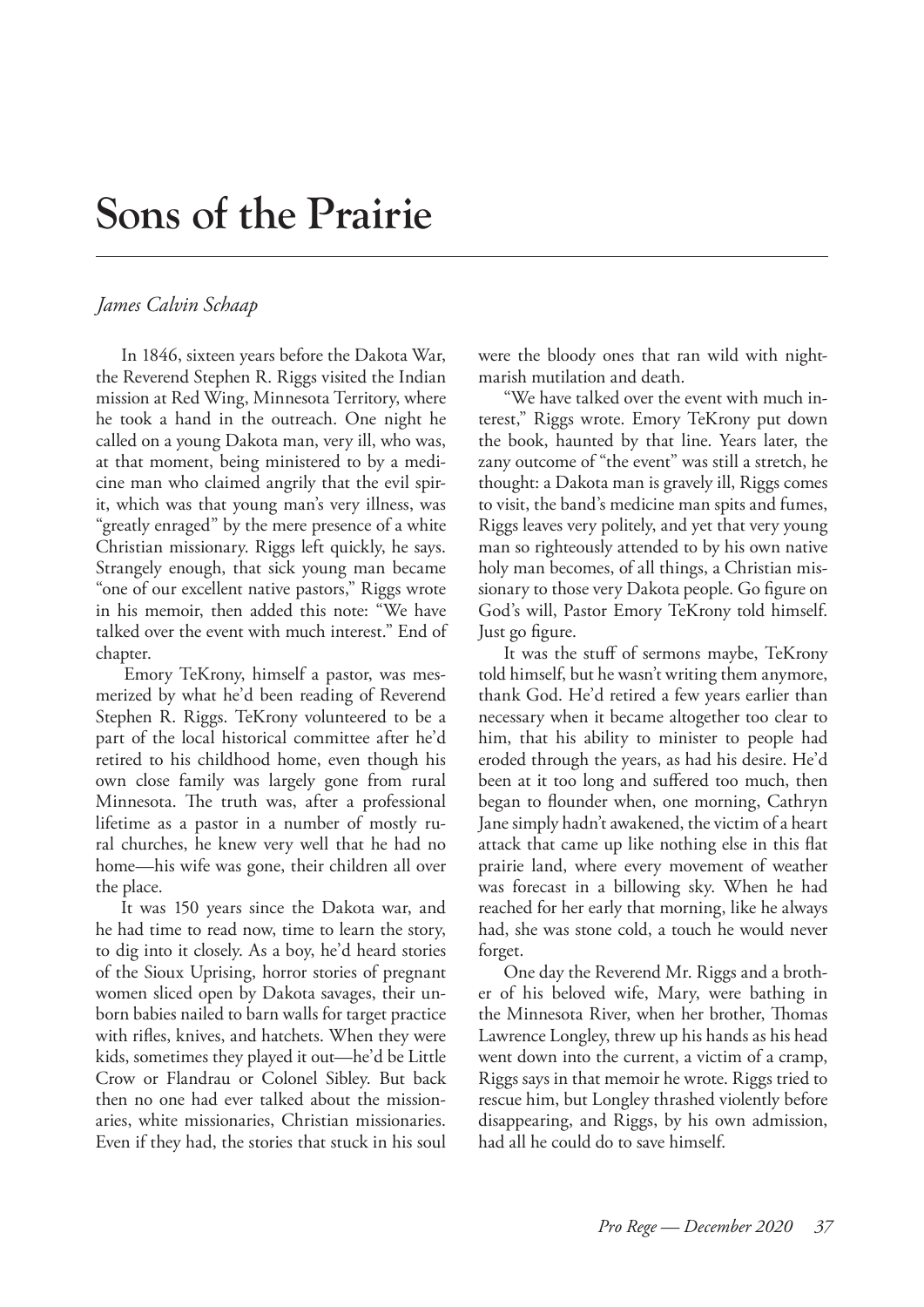# Sons of the Prairie

*James Calvin Schaap*

In 1846, sixteen years before the Dakota War, the Reverend Stephen R. Riggs visited the Indian mission at Red Wing, Minnesota Territory, where he took a hand in the outreach. One night he called on a young Dakota man, very ill, who was, at that moment, being ministered to by a medicine man who claimed angrily that the evil spirit, which was that young man's very illness, was "greatly enraged" by the mere presence of a white Christian missionary. Riggs left quickly, he says. Strangely enough, that sick young man became "one of our excellent native pastors," Riggs wrote in his memoir, then added this note: "We have talked over the event with much interest." End of chapter.

Emory TeKrony, himself a pastor, was mesmerized by what he'd been reading of Reverend Stephen R. Riggs. TeKrony volunteered to be a part of the local historical committee after he'd retired to his childhood home, even though his own close family was largely gone from rural Minnesota. The truth was, after a professional lifetime as a pastor in a number of mostly rural churches, he knew very well that he had no home—his wife was gone, their children all over the place.

It was 150 years since the Dakota war, and he had time to read now, time to learn the story, to dig into it closely. As a boy, he'd heard stories of the Sioux Uprising, horror stories of pregnant women sliced open by Dakota savages, their unborn babies nailed to barn walls for target practice with rifles, knives, and hatchets. When they were kids, sometimes they played it out—he'd be Little Crow or Flandrau or Colonel Sibley. But back then no one had ever talked about the missionaries, white missionaries, Christian missionaries. Even if they had, the stories that stuck in his soul were the bloody ones that ran wild with nightmarish mutilation and death.

"We have talked over the event with much interest," Riggs wrote. Emory TeKrony put down the book, haunted by that line. Years later, the zany outcome of "the event" was still a stretch, he thought: a Dakota man is gravely ill, Riggs comes to visit, the band's medicine man spits and fumes, Riggs leaves very politely, and yet that very young man so righteously attended to by his own native holy man becomes, of all things, a Christian missionary to those very Dakota people. Go figure on God's will, Pastor Emory TeKrony told himself. Just go figure.

It was the stuff of sermons maybe, TeKrony told himself, but he wasn't writing them anymore, thank God. He'd retired a few years earlier than necessary when it became altogether too clear to him, that his ability to minister to people had eroded through the years, as had his desire. He'd been at it too long and suffered too much, then began to flounder when, one morning, Cathryn Jane simply hadn't awakened, the victim of a heart attack that came up like nothing else in this flat prairie land, where every movement of weather was forecast in a billowing sky. When he had reached for her early that morning, like he always had, she was stone cold, a touch he would never forget.

One day the Reverend Mr. Riggs and a brother of his beloved wife, Mary, were bathing in the Minnesota River, when her brother, Thomas Lawrence Longley, threw up his hands as his head went down into the current, a victim of a cramp, Riggs says in that memoir he wrote. Riggs tried to rescue him, but Longley thrashed violently before disappearing, and Riggs, by his own admission, had all he could do to save himself.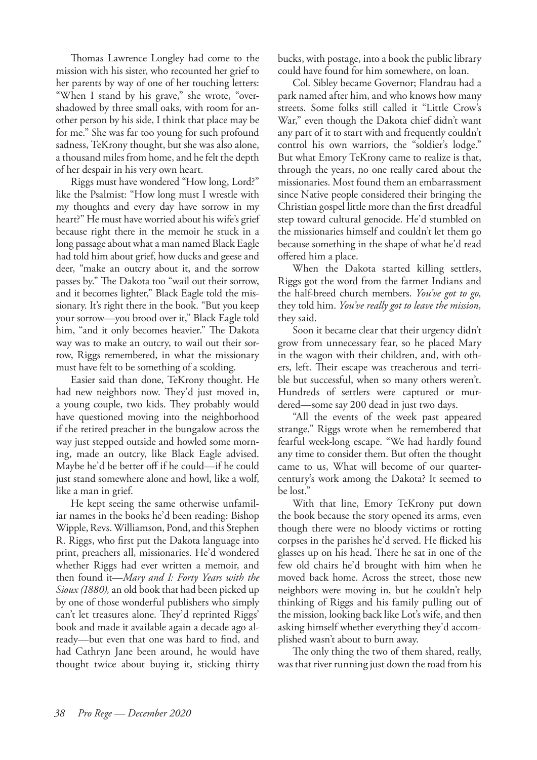Thomas Lawrence Longley had come to the mission with his sister, who recounted her grief to her parents by way of one of her touching letters: "When I stand by his grave," she wrote, "overshadowed by three small oaks, with room for another person by his side, I think that place may be for me." She was far too young for such profound sadness, TeKrony thought, but she was also alone, a thousand miles from home, and he felt the depth of her despair in his very own heart.

Riggs must have wondered "How long, Lord?" like the Psalmist: "How long must I wrestle with my thoughts and every day have sorrow in my heart?" He must have worried about his wife's grief because right there in the memoir he stuck in a long passage about what a man named Black Eagle had told him about grief, how ducks and geese and deer, "make an outcry about it, and the sorrow passes by." The Dakota too "wail out their sorrow, and it becomes lighter," Black Eagle told the missionary. It's right there in the book. "But you keep your sorrow—you brood over it," Black Eagle told him, "and it only becomes heavier." The Dakota way was to make an outcry, to wail out their sorrow, Riggs remembered, in what the missionary must have felt to be something of a scolding.

Easier said than done, TeKrony thought. He had new neighbors now. They'd just moved in, a young couple, two kids. They probably would have questioned moving into the neighborhood if the retired preacher in the bungalow across the way just stepped outside and howled some morning, made an outcry, like Black Eagle advised. Maybe he'd be better off if he could—if he could just stand somewhere alone and howl, like a wolf, like a man in grief.

He kept seeing the same otherwise unfamiliar names in the books he'd been reading: Bishop Wipple, Revs. Williamson, Pond, and this Stephen R. Riggs, who first put the Dakota language into print, preachers all, missionaries. He'd wondered whether Riggs had ever written a memoir, and then found it—*Mary and I: Forty Years with the Sioux (1880),* an old book that had been picked up by one of those wonderful publishers who simply can't let treasures alone. They'd reprinted Riggs' book and made it available again a decade ago already—but even that one was hard to find, and had Cathryn Jane been around, he would have thought twice about buying it, sticking thirty bucks, with postage, into a book the public library could have found for him somewhere, on loan.

Col. Sibley became Governor; Flandrau had a park named after him, and who knows how many streets. Some folks still called it "Little Crow's War," even though the Dakota chief didn't want any part of it to start with and frequently couldn't control his own warriors, the "soldier's lodge." But what Emory TeKrony came to realize is that, through the years, no one really cared about the missionaries. Most found them an embarrassment since Native people considered their bringing the Christian gospel little more than the first dreadful step toward cultural genocide. He'd stumbled on the missionaries himself and couldn't let them go because something in the shape of what he'd read offered him a place.

When the Dakota started killing settlers, Riggs got the word from the farmer Indians and the half-breed church members. *You've got to go,* they told him. *You've really got to leave the mission,* they said.

Soon it became clear that their urgency didn't grow from unnecessary fear, so he placed Mary in the wagon with their children, and, with others, left. Their escape was treacherous and terrible but successful, when so many others weren't. Hundreds of settlers were captured or murdered—some say 200 dead in just two days.

"All the events of the week past appeared strange," Riggs wrote when he remembered that fearful week-long escape. "We had hardly found any time to consider them. But often the thought came to us, What will become of our quarter-century's work among the Dakota? It seemed to be lost."

With that line, Emory TeKrony put down the book because the story opened its arms, even though there were no bloody victims or rotting corpses in the parishes he'd served. He flicked his glasses up on his head. There he sat in one of the few old chairs he'd brought with him when he moved back home. Across the street, those new neighbors were moving in, but he couldn't help thinking of Riggs and his family pulling out of the mission, looking back like Lot's wife, and then asking himself whether everything they'd accomplished wasn't about to burn away.

The only thing the two of them shared, really, was that river running just down the road from his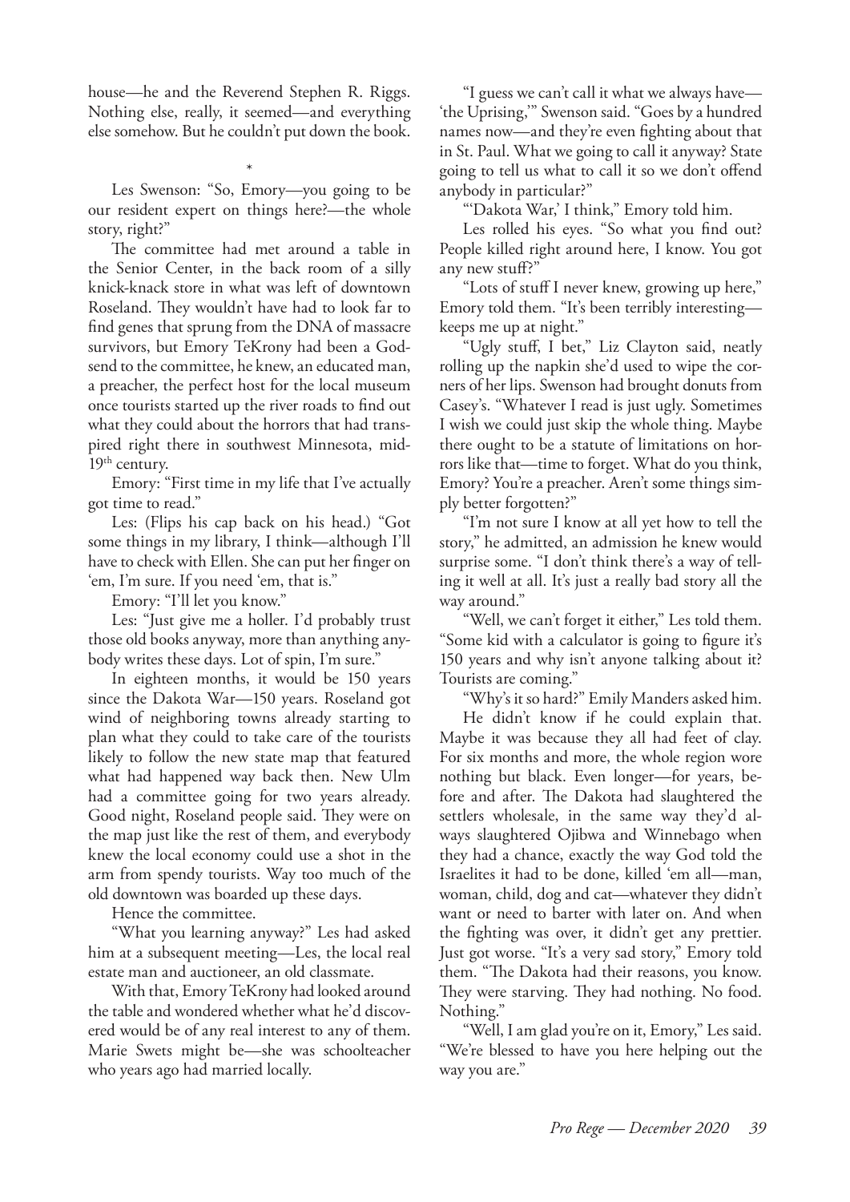house—he and the Reverend Stephen R. Riggs. Nothing else, really, it seemed—and everything else somehow. But he couldn't put down the book.

*

Les Swenson: "So, Emory—you going to be our resident expert on things here?—the whole story, right?"

The committee had met around a table in the Senior Center, in the back room of a silly knick-knack store in what was left of downtown Roseland. They wouldn't have had to look far to find genes that sprung from the DNA of massacre survivors, but Emory TeKrony had been a Godsend to the committee, he knew, an educated man, a preacher, the perfect host for the local museum once tourists started up the river roads to find out what they could about the horrors that had transpired right there in southwest Minnesota, mid-19th century.

Emory: "First time in my life that I've actually got time to read."

Les: (Flips his cap back on his head.) "Got some things in my library, I think—although I'll have to check with Ellen. She can put her finger on 'em, I'm sure. If you need 'em, that is."

Emory: "I'll let you know."

Les: "Just give me a holler. I'd probably trust those old books anyway, more than anything anybody writes these days. Lot of spin, I'm sure."

In eighteen months, it would be 150 years since the Dakota War—150 years. Roseland got wind of neighboring towns already starting to plan what they could to take care of the tourists likely to follow the new state map that featured what had happened way back then. New Ulm had a committee going for two years already. Good night, Roseland people said. They were on the map just like the rest of them, and everybody knew the local economy could use a shot in the arm from spendy tourists. Way too much of the old downtown was boarded up these days.

Hence the committee.

"What you learning anyway?" Les had asked him at a subsequent meeting—Les, the local real estate man and auctioneer, an old classmate.

With that, Emory TeKrony had looked around the table and wondered whether what he'd discovered would be of any real interest to any of them. Marie Swets might be—she was schoolteacher who years ago had married locally.

"I guess we can't call it what we always have—'the Uprising,'" Swenson said. "Goes by a hundred names now—and they're even fighting about that in St. Paul. What we going to call it anyway? State going to tell us what to call it so we don't offend anybody in particular?"

"'Dakota War,' I think," Emory told him.

Les rolled his eyes. "So what you find out? People killed right around here, I know. You got any new stuff?"

"Lots of stuff I never knew, growing up here," Emory told them. "It's been terribly interesting—keeps me up at night."

"Ugly stuff, I bet," Liz Clayton said, neatly rolling up the napkin she'd used to wipe the corners of her lips. Swenson had brought donuts from Casey's. "Whatever I read is just ugly. Sometimes I wish we could just skip the whole thing. Maybe there ought to be a statute of limitations on horrors like that—time to forget. What do you think, Emory? You're a preacher. Aren't some things simply better forgotten?"

"I'm not sure I know at all yet how to tell the story," he admitted, an admission he knew would surprise some. "I don't think there's a way of telling it well at all. It's just a really bad story all the way around."

"Well, we can't forget it either," Les told them. "Some kid with a calculator is going to figure it's 150 years and why isn't anyone talking about it? Tourists are coming."

"Why's it so hard?" Emily Manders asked him.

He didn't know if he could explain that. Maybe it was because they all had feet of clay. For six months and more, the whole region wore nothing but black. Even longer—for years, before and after. The Dakota had slaughtered the settlers wholesale, in the same way they'd always slaughtered Ojibwa and Winnebago when they had a chance, exactly the way God told the Israelites it had to be done, killed 'em all—man, woman, child, dog and cat—whatever they didn't want or need to barter with later on. And when the fighting was over, it didn't get any prettier. Just got worse. "It's a very sad story," Emory told them. "The Dakota had their reasons, you know. They were starving. They had nothing. No food. Nothing."

"Well, I am glad you're on it, Emory," Les said. "We're blessed to have you here helping out the way you are."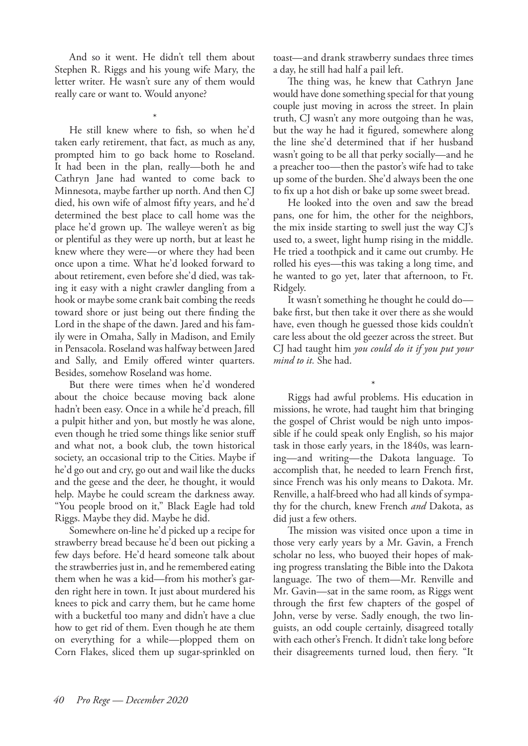And so it went. He didn't tell them about Stephen R. Riggs and his young wife Mary, the letter writer. He wasn't sure any of them would really care or want to. Would anyone?

\*

He still knew where to fish, so when he'd taken early retirement, that fact, as much as any, prompted him to go back home to Roseland. It had been in the plan, really—both he and Cathryn Jane had wanted to come back to Minnesota, maybe farther up north. And then CJ died, his own wife of almost fifty years, and he'd determined the best place to call home was the place he'd grown up. The walleye weren't as big or plentiful as they were up north, but at least he knew where they were—or where they had been once upon a time. What he'd looked forward to about retirement, even before she'd died, was taking it easy with a night crawler dangling from a hook or maybe some crank bait combing the reeds toward shore or just being out there finding the Lord in the shape of the dawn. Jared and his family were in Omaha, Sally in Madison, and Emily in Pensacola. Roseland was halfway between Jared and Sally, and Emily offered winter quarters. Besides, somehow Roseland was home.

But there were times when he'd wondered about the choice because moving back alone hadn't been easy. Once in a while he'd preach, fill a pulpit hither and yon, but mostly he was alone, even though he tried some things like senior stuff and what not, a book club, the town historical society, an occasional trip to the Cities. Maybe if he'd go out and cry, go out and wail like the ducks and the geese and the deer, he thought, it would help. Maybe he could scream the darkness away. "You people brood on it," Black Eagle had told Riggs. Maybe they did. Maybe he did.

Somewhere on-line he'd picked up a recipe for strawberry bread because he'd been out picking a few days before. He'd heard someone talk about the strawberries just in, and he remembered eating them when he was a kid—from his mother's garden right here in town. It just about murdered his knees to pick and carry them, but he came home with a bucketful too many and didn't have a clue how to get rid of them. Even though he ate them on everything for a while—plopped them on Corn Flakes, sliced them up sugar-sprinkled on toast—and drank strawberry sundaes three times a day, he still had half a pail left.

The thing was, he knew that Cathryn Jane would have done something special for that young couple just moving in across the street. In plain truth, CJ wasn't any more outgoing than he was, but the way he had it figured, somewhere along the line she'd determined that if her husband wasn't going to be all that perky socially—and he a preacher too—then the pastor's wife had to take up some of the burden. She'd always been the one to fix up a hot dish or bake up some sweet bread.

He looked into the oven and saw the bread pans, one for him, the other for the neighbors, the mix inside starting to swell just the way CJ's used to, a sweet, light hump rising in the middle. He tried a toothpick and it came out crumby. He rolled his eyes—this was taking a long time, and he wanted to go yet, later that afternoon, to Ft. Ridgely.

It wasn't something he thought he could do—bake first, but then take it over there as she would have, even though he guessed those kids couldn't care less about the old geezer across the street. But CJ had taught him *you could do it if you put your mind to it.* She had.

\*

Riggs had awful problems. His education in missions, he wrote, had taught him that bringing the gospel of Christ would be nigh unto impossible if he could speak only English, so his major task in those early years, in the 1840s, was learning—and writing—the Dakota language. To accomplish that, he needed to learn French first, since French was his only means to Dakota. Mr. Renville, a half-breed who had all kinds of sympathy for the church, knew French *and* Dakota, as did just a few others.

The mission was visited once upon a time in those very early years by a Mr. Gavin, a French scholar no less, who buoyed their hopes of making progress translating the Bible into the Dakota language. The two of them—Mr. Renville and Mr. Gavin—sat in the same room, as Riggs went through the first few chapters of the gospel of John, verse by verse. Sadly enough, the two linguists, an odd couple certainly, disagreed totally with each other's French. It didn't take long before their disagreements turned loud, then fiery. "It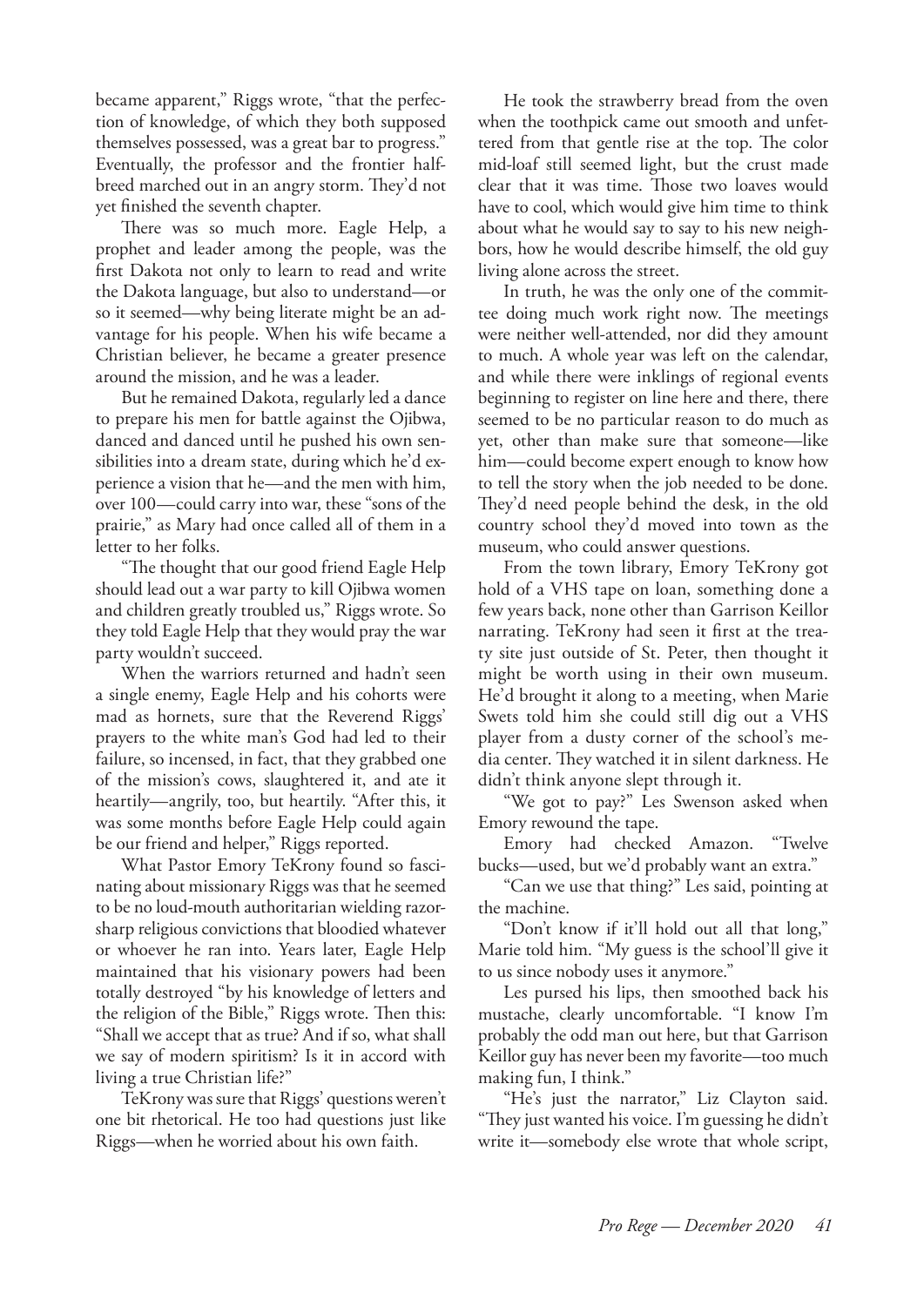became apparent," Riggs wrote, "that the perfection of knowledge, of which they both supposed themselves possessed, was a great bar to progress." Eventually, the professor and the frontier half-breed marched out in an angry storm. They'd not yet finished the seventh chapter.

There was so much more. Eagle Help, a prophet and leader among the people, was the first Dakota not only to learn to read and write the Dakota language, but also to understand—or so it seemed—why being literate might be an advantage for his people. When his wife became a Christian believer, he became a greater presence around the mission, and he was a leader.

But he remained Dakota, regularly led a dance to prepare his men for battle against the Ojibwa, danced and danced until he pushed his own sensibilities into a dream state, during which he'd experience a vision that he—and the men with him, over 100—could carry into war, these "sons of the prairie," as Mary had once called all of them in a letter to her folks.

"The thought that our good friend Eagle Help should lead out a war party to kill Ojibwa women and children greatly troubled us," Riggs wrote. So they told Eagle Help that they would pray the war party wouldn't succeed.

When the warriors returned and hadn't seen a single enemy, Eagle Help and his cohorts were mad as hornets, sure that the Reverend Riggs' prayers to the white man's God had led to their failure, so incensed, in fact, that they grabbed one of the mission's cows, slaughtered it, and ate it heartily—angrily, too, but heartily. "After this, it was some months before Eagle Help could again be our friend and helper," Riggs reported.

What Pastor Emory TeKrony found so fascinating about missionary Riggs was that he seemed to be no loud-mouth authoritarian wielding razor-sharp religious convictions that bloodied whatever or whoever he ran into. Years later, Eagle Help maintained that his visionary powers had been totally destroyed "by his knowledge of letters and the religion of the Bible," Riggs wrote. Then this: "Shall we accept that as true? And if so, what shall we say of modern spiritism? Is it in accord with living a true Christian life?"

TeKrony was sure that Riggs' questions weren't one bit rhetorical. He too had questions just like Riggs—when he worried about his own faith.

He took the strawberry bread from the oven when the toothpick came out smooth and unfettered from that gentle rise at the top. The color mid-loaf still seemed light, but the crust made clear that it was time. Those two loaves would have to cool, which would give him time to think about what he would say to say to his new neighbors, how he would describe himself, the old guy living alone across the street.

In truth, he was the only one of the committee doing much work right now. The meetings were neither well-attended, nor did they amount to much. A whole year was left on the calendar, and while there were inklings of regional events beginning to register on line here and there, there seemed to be no particular reason to do much as yet, other than make sure that someone—like him—could become expert enough to know how to tell the story when the job needed to be done. They'd need people behind the desk, in the old country school they'd moved into town as the museum, who could answer questions.

From the town library, Emory TeKrony got hold of a VHS tape on loan, something done a few years back, none other than Garrison Keillor narrating. TeKrony had seen it first at the treaty site just outside of St. Peter, then thought it might be worth using in their own museum. He'd brought it along to a meeting, when Marie Swets told him she could still dig out a VHS player from a dusty corner of the school's media center. They watched it in silent darkness. He didn't think anyone slept through it.

"We got to pay?" Les Swenson asked when Emory rewound the tape.

Emory had checked Amazon. "Twelve bucks—used, but we'd probably want an extra."

"Can we use that thing?" Les said, pointing at the machine.

"Don't know if it'll hold out all that long," Marie told him. "My guess is the school'll give it to us since nobody uses it anymore."

Les pursed his lips, then smoothed back his mustache, clearly uncomfortable. "I know I'm probably the odd man out here, but that Garrison Keillor guy has never been my favorite—too much making fun, I think."

"He's just the narrator," Liz Clayton said. "They just wanted his voice. I'm guessing he didn't write it—somebody else wrote that whole script,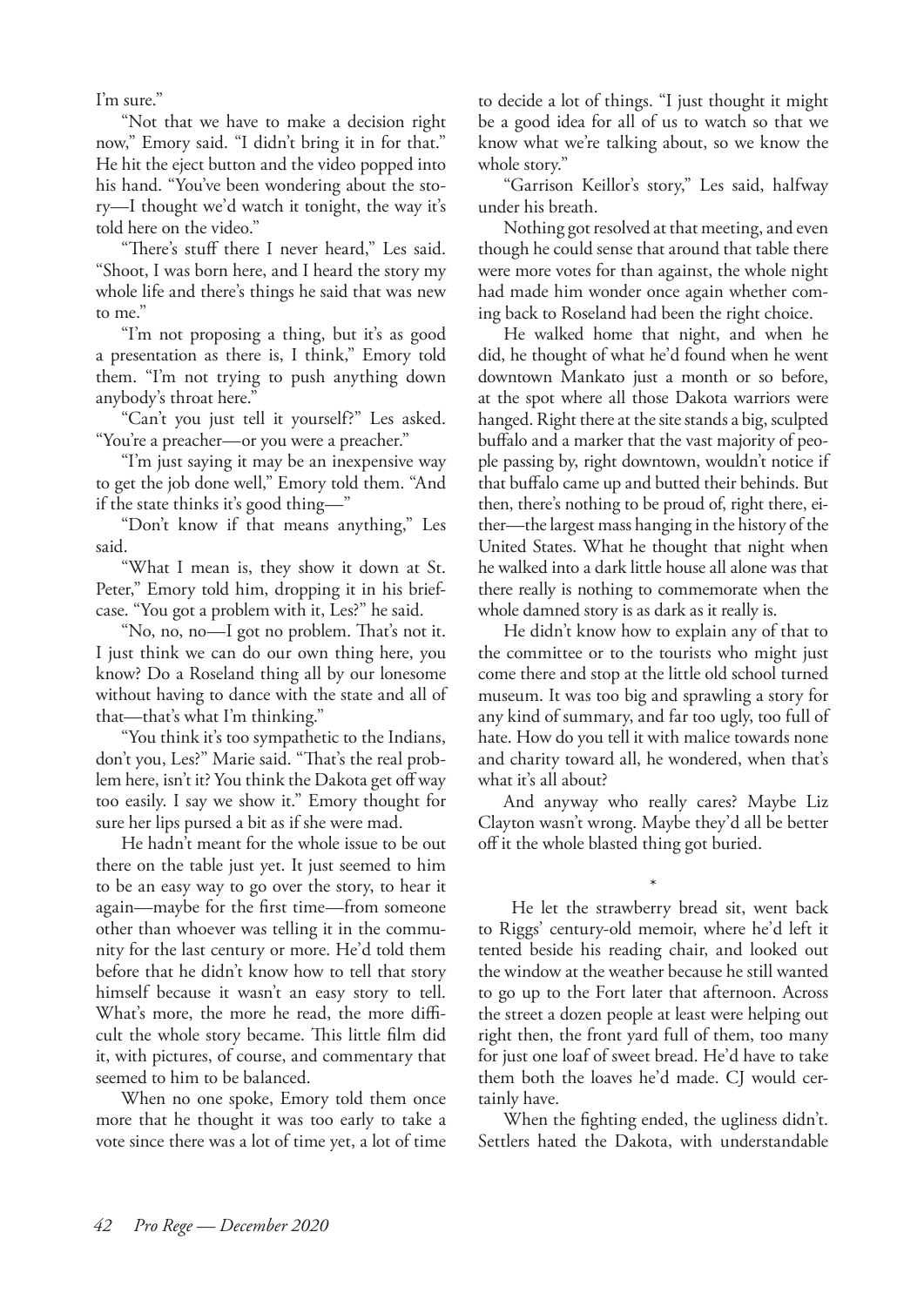I'm sure."

"Not that we have to make a decision right now," Emory said. "I didn't bring it in for that." He hit the eject button and the video popped into his hand. "You've been wondering about the story—I thought we'd watch it tonight, the way it's told here on the video."

"There's stuff there I never heard," Les said. "Shoot, I was born here, and I heard the story my whole life and there's things he said that was new to me."

"I'm not proposing a thing, but it's as good a presentation as there is, I think," Emory told them. "I'm not trying to push anything down anybody's throat here."

"Can't you just tell it yourself?" Les asked. "You're a preacher—or you were a preacher."

"I'm just saying it may be an inexpensive way to get the job done well," Emory told them. "And if the state thinks it's good thing—"

"Don't know if that means anything," Les said.

"What I mean is, they show it down at St. Peter," Emory told him, dropping it in his briefcase. "You got a problem with it, Les?" he said.

"No, no, no—I got no problem. That's not it. I just think we can do our own thing here, you know? Do a Roseland thing all by our lonesome without having to dance with the state and all of that—that's what I'm thinking."

"You think it's too sympathetic to the Indians, don't you, Les?" Marie said. "That's the real problem here, isn't it? You think the Dakota get off way too easily. I say we show it." Emory thought for sure her lips pursed a bit as if she were mad.

He hadn't meant for the whole issue to be out there on the table just yet. It just seemed to him to be an easy way to go over the story, to hear it again—maybe for the first time—from someone other than whoever was telling it in the community for the last century or more. He'd told them before that he didn't know how to tell that story himself because it wasn't an easy story to tell. What's more, the more he read, the more difficult the whole story became. This little film did it, with pictures, of course, and commentary that seemed to him to be balanced.

When no one spoke, Emory told them once more that he thought it was too early to take a vote since there was a lot of time yet, a lot of time to decide a lot of things. "I just thought it might be a good idea for all of us to watch so that we know what we're talking about, so we know the whole story."

"Garrison Keillor's story," Les said, halfway under his breath.

Nothing got resolved at that meeting, and even though he could sense that around that table there were more votes for than against, the whole night had made him wonder once again whether coming back to Roseland had been the right choice.

He walked home that night, and when he did, he thought of what he'd found when he went downtown Mankato just a month or so before, at the spot where all those Dakota warriors were hanged. Right there at the site stands a big, sculpted buffalo and a marker that the vast majority of people passing by, right downtown, wouldn't notice if that buffalo came up and butted their behinds. But then, there's nothing to be proud of, right there, either—the largest mass hanging in the history of the United States. What he thought that night when he walked into a dark little house all alone was that there really is nothing to commemorate when the whole damned story is as dark as it really is.

He didn't know how to explain any of that to the committee or to the tourists who might just come there and stop at the little old school turned museum. It was too big and sprawling a story for any kind of summary, and far too ugly, too full of hate. How do you tell it with malice towards none and charity toward all, he wondered, when that's what it's all about?

And anyway who really cares? Maybe Liz Clayton wasn't wrong. Maybe they'd all be better off it the whole blasted thing got buried.

*

He let the strawberry bread sit, went back to Riggs' century-old memoir, where he'd left it tented beside his reading chair, and looked out the window at the weather because he still wanted to go up to the Fort later that afternoon. Across the street a dozen people at least were helping out right then, the front yard full of them, too many for just one loaf of sweet bread. He'd have to take them both the loaves he'd made. CJ would certainly have.

When the fighting ended, the ugliness didn't. Settlers hated the Dakota, with understandable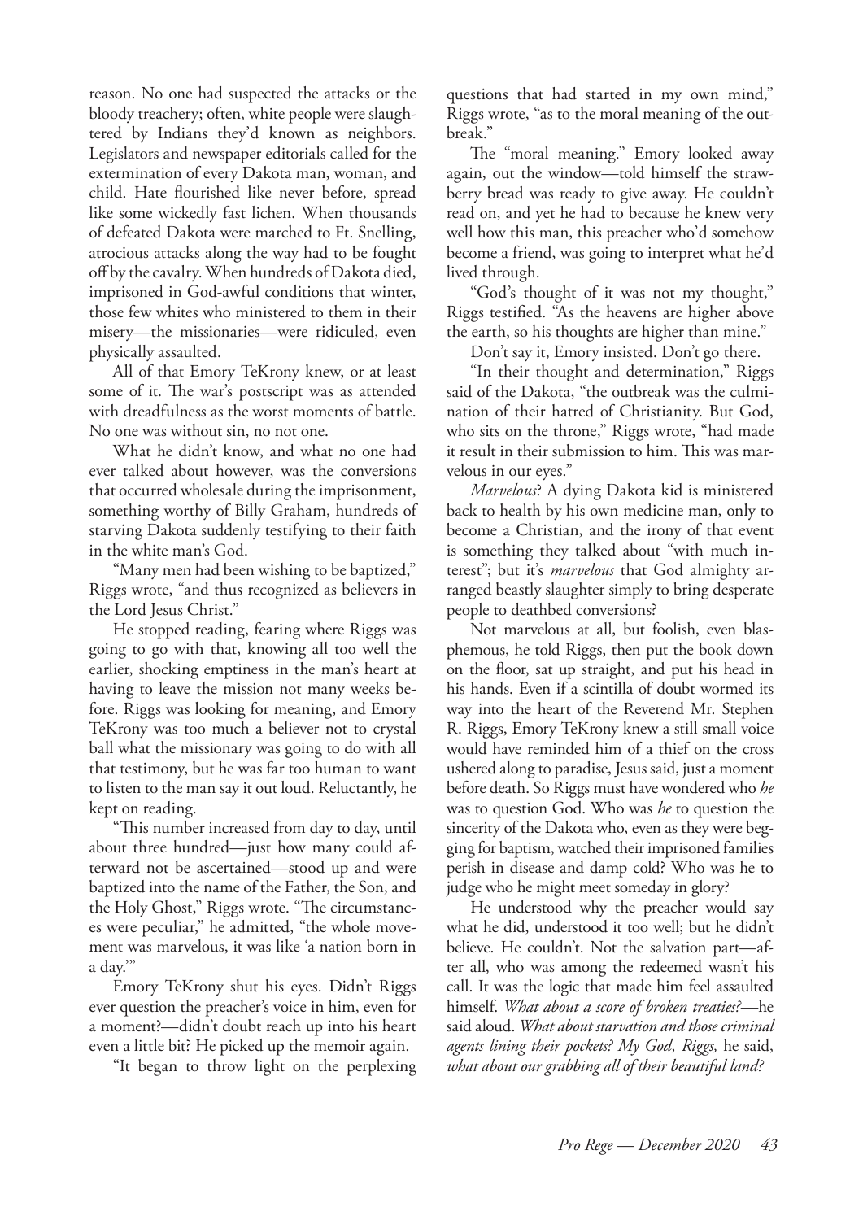reason. No one had suspected the attacks or the bloody treachery; often, white people were slaughtered by Indians they'd known as neighbors. Legislators and newspaper editorials called for the extermination of every Dakota man, woman, and child. Hate flourished like never before, spread like some wickedly fast lichen. When thousands of defeated Dakota were marched to Ft. Snelling, atrocious attacks along the way had to be fought off by the cavalry. When hundreds of Dakota died, imprisoned in God-awful conditions that winter, those few whites who ministered to them in their misery—the missionaries—were ridiculed, even physically assaulted.

All of that Emory TeKrony knew, or at least some of it. The war's postscript was as attended with dreadfulness as the worst moments of battle. No one was without sin, no not one.

What he didn't know, and what no one had ever talked about however, was the conversions that occurred wholesale during the imprisonment, something worthy of Billy Graham, hundreds of starving Dakota suddenly testifying to their faith in the white man's God.

"Many men had been wishing to be baptized," Riggs wrote, "and thus recognized as believers in the Lord Jesus Christ."

He stopped reading, fearing where Riggs was going to go with that, knowing all too well the earlier, shocking emptiness in the man's heart at having to leave the mission not many weeks before. Riggs was looking for meaning, and Emory TeKrony was too much a believer not to crystal ball what the missionary was going to do with all that testimony, but he was far too human to want to listen to the man say it out loud. Reluctantly, he kept on reading.

"This number increased from day to day, until about three hundred—just how many could afterward not be ascertained—stood up and were baptized into the name of the Father, the Son, and the Holy Ghost," Riggs wrote. "The circumstances were peculiar," he admitted, "the whole movement was marvelous, it was like 'a nation born in a day.'"

Emory TeKrony shut his eyes. Didn't Riggs ever question the preacher's voice in him, even for a moment?—didn't doubt reach up into his heart even a little bit? He picked up the memoir again.

"It began to throw light on the perplexing questions that had started in my own mind," Riggs wrote, "as to the moral meaning of the outbreak."

The "moral meaning." Emory looked away again, out the window—told himself the strawberry bread was ready to give away. He couldn't read on, and yet he had to because he knew very well how this man, this preacher who'd somehow become a friend, was going to interpret what he'd lived through.

"God's thought of it was not my thought," Riggs testified. "As the heavens are higher above the earth, so his thoughts are higher than mine."

Don't say it, Emory insisted. Don't go there.

"In their thought and determination," Riggs said of the Dakota, "the outbreak was the culmination of their hatred of Christianity. But God, who sits on the throne," Riggs wrote, "had made it result in their submission to him. This was marvelous in our eyes."

*Marvelous*? A dying Dakota kid is ministered back to health by his own medicine man, only to become a Christian, and the irony of that event is something they talked about "with much interest"; but it's *marvelous* that God almighty arranged beastly slaughter simply to bring desperate people to deathbed conversions?

Not marvelous at all, but foolish, even blasphemous, he told Riggs, then put the book down on the floor, sat up straight, and put his head in his hands. Even if a scintilla of doubt wormed its way into the heart of the Reverend Mr. Stephen R. Riggs, Emory TeKrony knew a still small voice would have reminded him of a thief on the cross ushered along to paradise, Jesus said, just a moment before death. So Riggs must have wondered who *he* was to question God. Who was *he* to question the sincerity of the Dakota who, even as they were begging for baptism, watched their imprisoned families perish in disease and damp cold? Who was he to judge who he might meet someday in glory?

He understood why the preacher would say what he did, understood it too well; but he didn't believe. He couldn't. Not the salvation part—after all, who was among the redeemed wasn't his call. It was the logic that made him feel assaulted himself. *What about a score of broken treaties?*—he said aloud. *What about starvation and those criminal agents lining their pockets? My God, Riggs,* he said, *what about our grabbing all of their beautiful land?*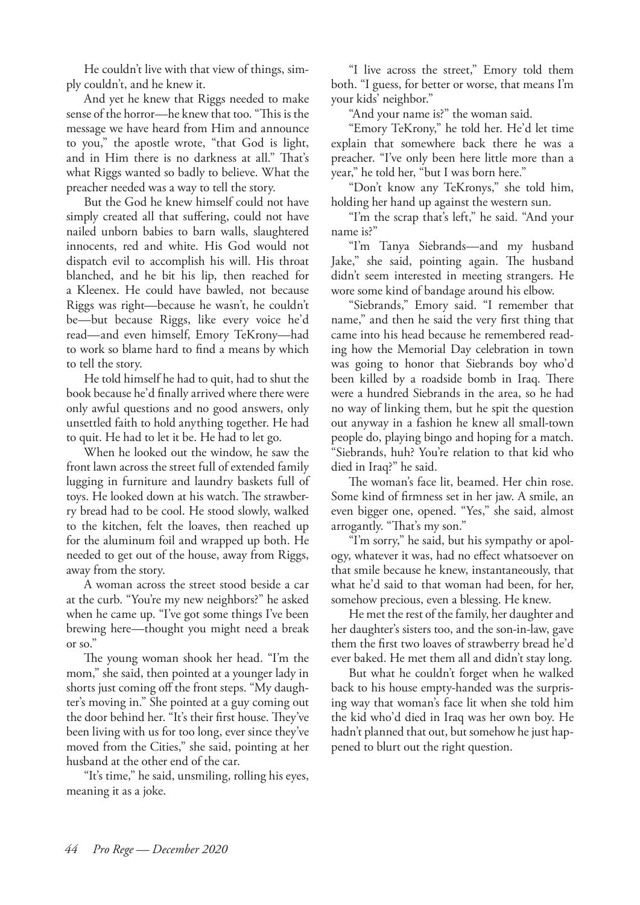He couldn't live with that view of things, simply couldn't, and he knew it.

And yet he knew that Riggs needed to make sense of the horror—he knew that too. "This is the message we have heard from Him and announce to you," the apostle wrote, "that God is light, and in Him there is no darkness at all." That's what Riggs wanted so badly to believe. What the preacher needed was a way to tell the story.

But the God he knew himself could not have simply created all that suffering, could not have nailed unborn babies to barn walls, slaughtered innocents, red and white. His God would not dispatch evil to accomplish his will. His throat blanched, and he bit his lip, then reached for a Kleenex. He could have bawled, not because Riggs was right—because he wasn't, he couldn't be—but because Riggs, like every voice he'd read—and even himself, Emory TeKrony—had to work so blame hard to find a means by which to tell the story.

He told himself he had to quit, had to shut the book because he'd finally arrived where there were only awful questions and no good answers, only unsettled faith to hold anything together. He had to quit. He had to let it be. He had to let go.

When he looked out the window, he saw the front lawn across the street full of extended family lugging in furniture and laundry baskets full of toys. He looked down at his watch. The strawberry bread had to be cool. He stood slowly, walked to the kitchen, felt the loaves, then reached up for the aluminum foil and wrapped up both. He needed to get out of the house, away from Riggs, away from the story.

A woman across the street stood beside a car at the curb. "You're my new neighbors?" he asked when he came up. "I've got some things I've been brewing here—thought you might need a break or so."

The young woman shook her head. "I'm the mom," she said, then pointed at a younger lady in shorts just coming off the front steps. "My daughter's moving in." She pointed at a guy coming out the door behind her. "It's their first house. They've been living with us for too long, ever since they've moved from the Cities," she said, pointing at her husband at the other end of the car.

"It's time," he said, unsmiling, rolling his eyes, meaning it as a joke.

"I live across the street," Emory told them both. "I guess, for better or worse, that means I'm your kids' neighbor."

"And your name is?" the woman said.

"Emory TeKrony," he told her. He'd let time explain that somewhere back there he was a preacher. "I've only been here little more than a year," he told her, "but I was born here."

"Don't know any TeKronys," she told him, holding her hand up against the western sun.

"I'm the scrap that's left," he said. "And your name is?"

"I'm Tanya Siebrands—and my husband Jake," she said, pointing again. The husband didn't seem interested in meeting strangers. He wore some kind of bandage around his elbow.

"Siebrands," Emory said. "I remember that name," and then he said the very first thing that came into his head because he remembered reading how the Memorial Day celebration in town was going to honor that Siebrands boy who'd been killed by a roadside bomb in Iraq. There were a hundred Siebrands in the area, so he had no way of linking them, but he spit the question out anyway in a fashion he knew all small-town people do, playing bingo and hoping for a match. "Siebrands, huh? You're relation to that kid who died in Iraq?" he said.

The woman's face lit, beamed. Her chin rose. Some kind of firmness set in her jaw. A smile, an even bigger one, opened. "Yes," she said, almost arrogantly. "That's my son."

"I'm sorry," he said, but his sympathy or apology, whatever it was, had no effect whatsoever on that smile because he knew, instantaneously, that what he'd said to that woman had been, for her, somehow precious, even a blessing. He knew.

He met the rest of the family, her daughter and her daughter's sisters too, and the son-in-law, gave them the first two loaves of strawberry bread he'd ever baked. He met them all and didn't stay long.

But what he couldn't forget when he walked back to his house empty-handed was the surprising way that woman's face lit when she told him the kid who'd died in Iraq was her own boy. He hadn't planned that out, but somehow he just happened to blurt out the right question.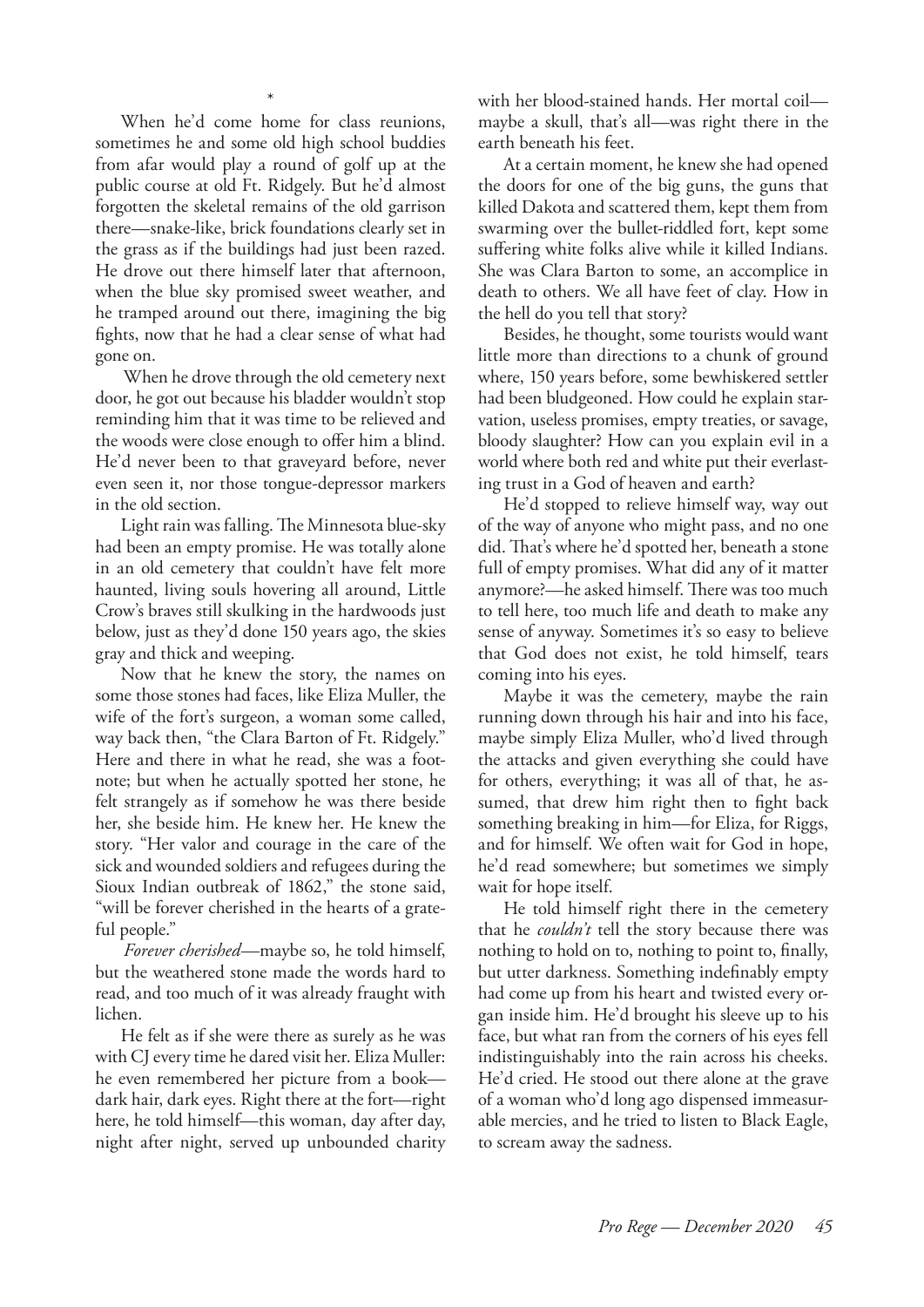*

When he'd come home for class reunions, sometimes he and some old high school buddies from afar would play a round of golf up at the public course at old Ft. Ridgely. But he'd almost forgotten the skeletal remains of the old garrison there—snake-like, brick foundations clearly set in the grass as if the buildings had just been razed. He drove out there himself later that afternoon, when the blue sky promised sweet weather, and he tramped around out there, imagining the big fights, now that he had a clear sense of what had gone on.

When he drove through the old cemetery next door, he got out because his bladder wouldn't stop reminding him that it was time to be relieved and the woods were close enough to offer him a blind. He'd never been to that graveyard before, never even seen it, nor those tongue-depressor markers in the old section.

Light rain was falling. The Minnesota blue-sky had been an empty promise. He was totally alone in an old cemetery that couldn't have felt more haunted, living souls hovering all around, Little Crow's braves still skulking in the hardwoods just below, just as they'd done 150 years ago, the skies gray and thick and weeping.

Now that he knew the story, the names on some those stones had faces, like Eliza Muller, the wife of the fort's surgeon, a woman some called, way back then, "the Clara Barton of Ft. Ridgely." Here and there in what he read, she was a footnote; but when he actually spotted her stone, he felt strangely as if somehow he was there beside her, she beside him. He knew her. He knew the story. "Her valor and courage in the care of the sick and wounded soldiers and refugees during the Sioux Indian outbreak of 1862," the stone said, "will be forever cherished in the hearts of a grateful people."

*Forever cherished*—maybe so, he told himself, but the weathered stone made the words hard to read, and too much of it was already fraught with lichen.

He felt as if she were there as surely as he was with CJ every time he dared visit her. Eliza Muller: he even remembered her picture from a book—dark hair, dark eyes. Right there at the fort—right here, he told himself—this woman, day after day, night after night, served up unbounded charity with her blood-stained hands. Her mortal coil—maybe a skull, that's all—was right there in the earth beneath his feet.

At a certain moment, he knew she had opened the doors for one of the big guns, the guns that killed Dakota and scattered them, kept them from swarming over the bullet-riddled fort, kept some suffering white folks alive while it killed Indians. She was Clara Barton to some, an accomplice in death to others. We all have feet of clay. How in the hell do you tell that story?

Besides, he thought, some tourists would want little more than directions to a chunk of ground where, 150 years before, some bewhiskered settler had been bludgeoned. How could he explain starvation, useless promises, empty treaties, or savage, bloody slaughter? How can you explain evil in a world where both red and white put their everlasting trust in a God of heaven and earth?

He'd stopped to relieve himself way, way out of the way of anyone who might pass, and no one did. That's where he'd spotted her, beneath a stone full of empty promises. What did any of it matter anymore?—he asked himself. There was too much to tell here, too much life and death to make any sense of anyway. Sometimes it's so easy to believe that God does not exist, he told himself, tears coming into his eyes.

Maybe it was the cemetery, maybe the rain running down through his hair and into his face, maybe simply Eliza Muller, who'd lived through the attacks and given everything she could have for others, everything; it was all of that, he assumed, that drew him right then to fight back something breaking in him—for Eliza, for Riggs, and for himself. We often wait for God in hope, he'd read somewhere; but sometimes we simply wait for hope itself.

He told himself right there in the cemetery that he *couldn't* tell the story because there was nothing to hold on to, nothing to point to, finally, but utter darkness. Something indefinably empty had come up from his heart and twisted every organ inside him. He'd brought his sleeve up to his face, but what ran from the corners of his eyes fell indistinguishably into the rain across his cheeks. He'd cried. He stood out there alone at the grave of a woman who'd long ago dispensed immeasurable mercies, and he tried to listen to Black Eagle, to scream away the sadness.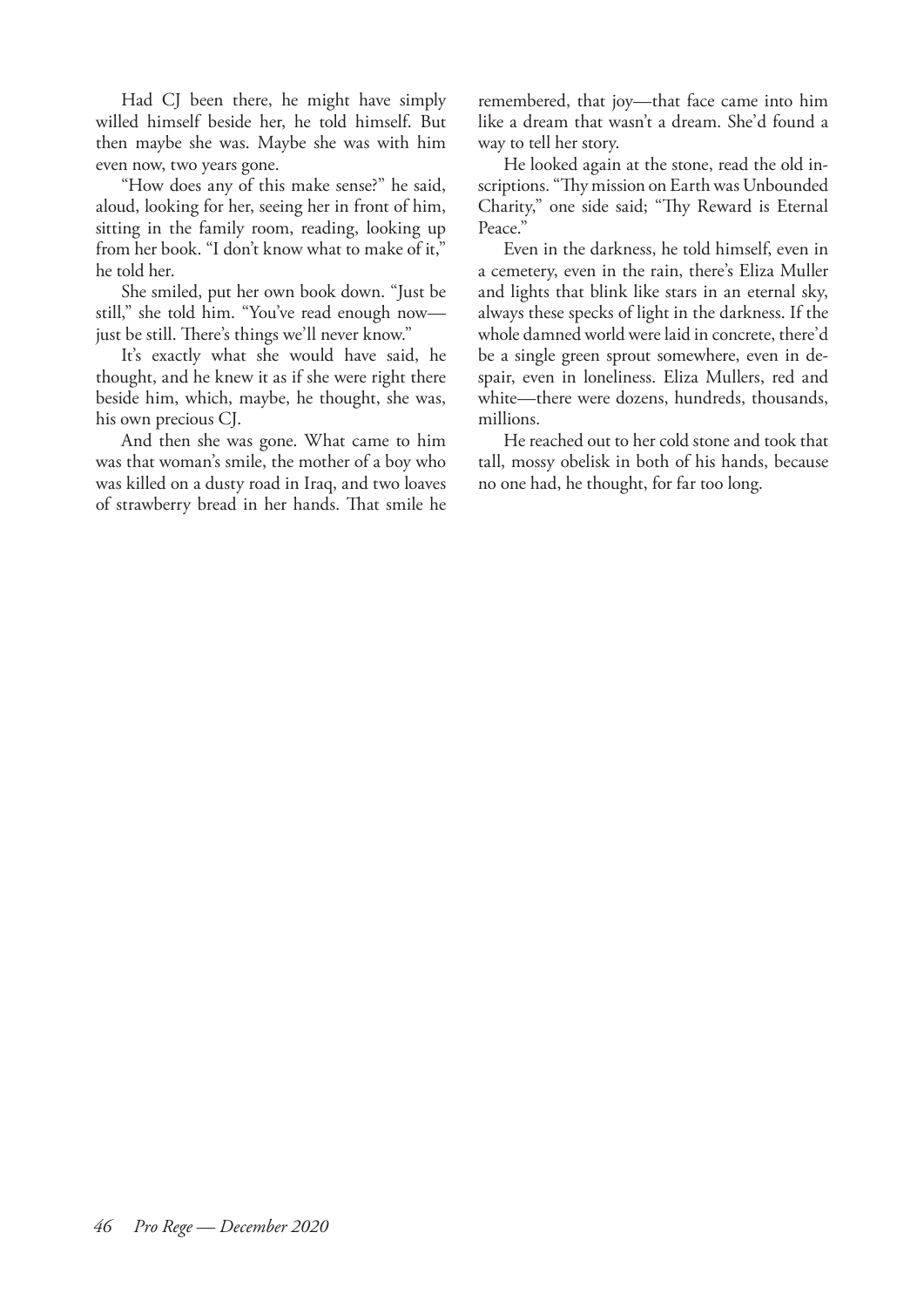Had CJ been there, he might have simply willed himself beside her, he told himself. But then maybe she was. Maybe she was with him even now, two years gone.

"How does any of this make sense?" he said, aloud, looking for her, seeing her in front of him, sitting in the family room, reading, looking up from her book. "I don't know what to make of it," he told her.

She smiled, put her own book down. "Just be still," she told him. "You've read enough now—just be still. There's things we'll never know."

It's exactly what she would have said, he thought, and he knew it as if she were right there beside him, which, maybe, he thought, she was, his own precious CJ.

And then she was gone. What came to him was that woman's smile, the mother of a boy who was killed on a dusty road in Iraq, and two loaves of strawberry bread in her hands. That smile he remembered, that joy—that face came into him like a dream that wasn't a dream. She'd found a way to tell her story.

He looked again at the stone, read the old inscriptions. "Thy mission on Earth was Unbounded Charity," one side said; "Thy Reward is Eternal Peace."

Even in the darkness, he told himself, even in a cemetery, even in the rain, there's Eliza Muller and lights that blink like stars in an eternal sky, always these specks of light in the darkness. If the whole damned world were laid in concrete, there'd be a single green sprout somewhere, even in despair, even in loneliness. Eliza Mullers, red and white—there were dozens, hundreds, thousands, millions.

He reached out to her cold stone and took that tall, mossy obelisk in both of his hands, because no one had, he thought, for far too long.